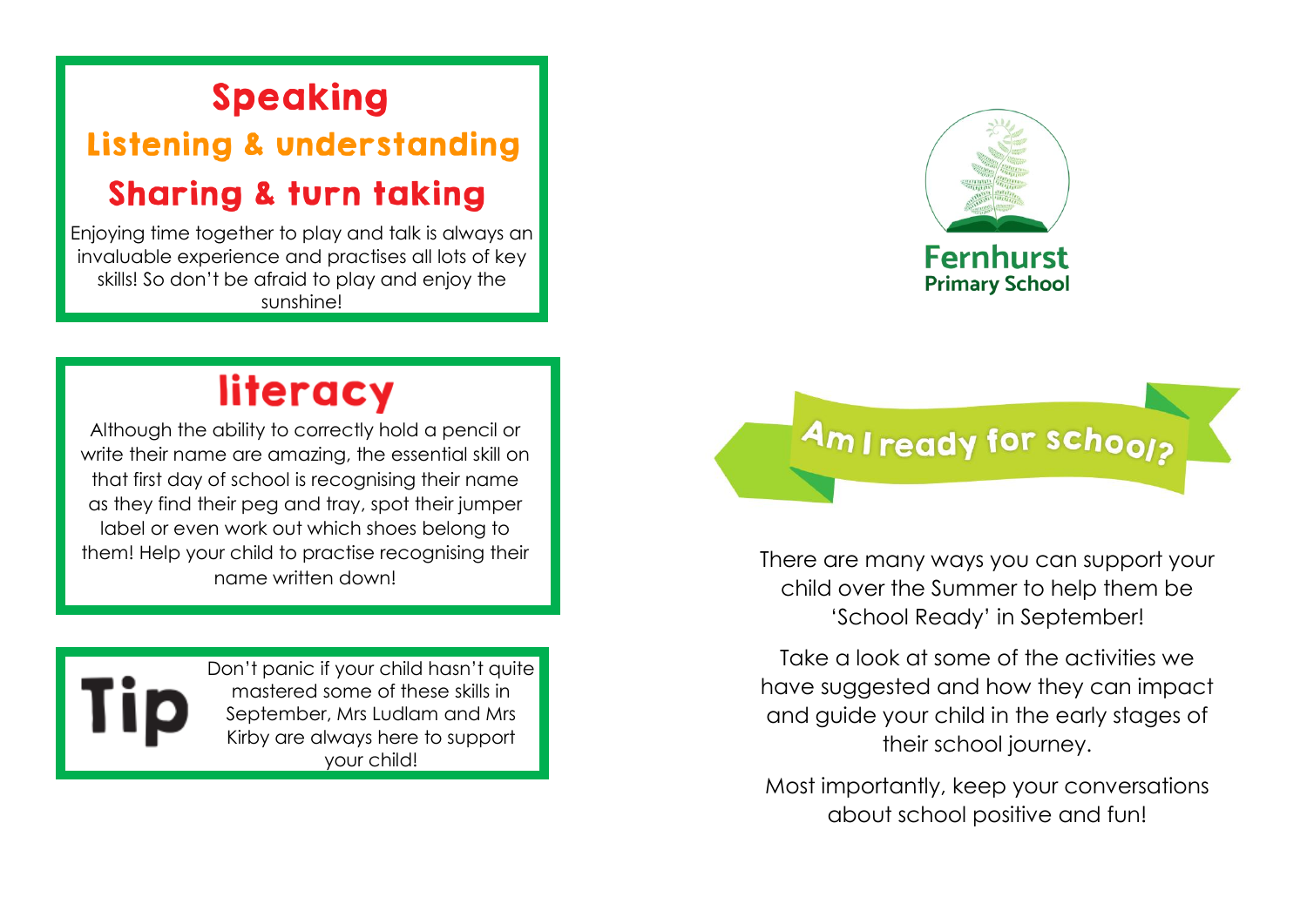## Speaking

### Listening & understanding

### Sharing & turn taking

Enjoying time together to play and talk is always an invaluable experience and practises all lots of key skills! So don't be afraid to play and enjoy the sunshine!

## literacy

Although the ability to correctly hold a pencil or write their name are amazing, the essential skill on that first day of school is recognising their name as they find their peg and tray, spot their jumper label or even work out which shoes belong to them! Help your child to practise recognising their name written down!

**Tip**

Don't panic if your child hasn't quite mastered some of these skills in September, Mrs Ludlam and Mrs Kirby are always here to support your child!

**Fernhurst Primary School**

# Am I ready for school?

There are many ways you can support your child over the Summer to help them be 'School Ready' in September!

Take a look at some of the activities we have suggested and how they can impact and guide your child in the early stages of their school journey.

Most importantly, keep your conversations about school positive and fun!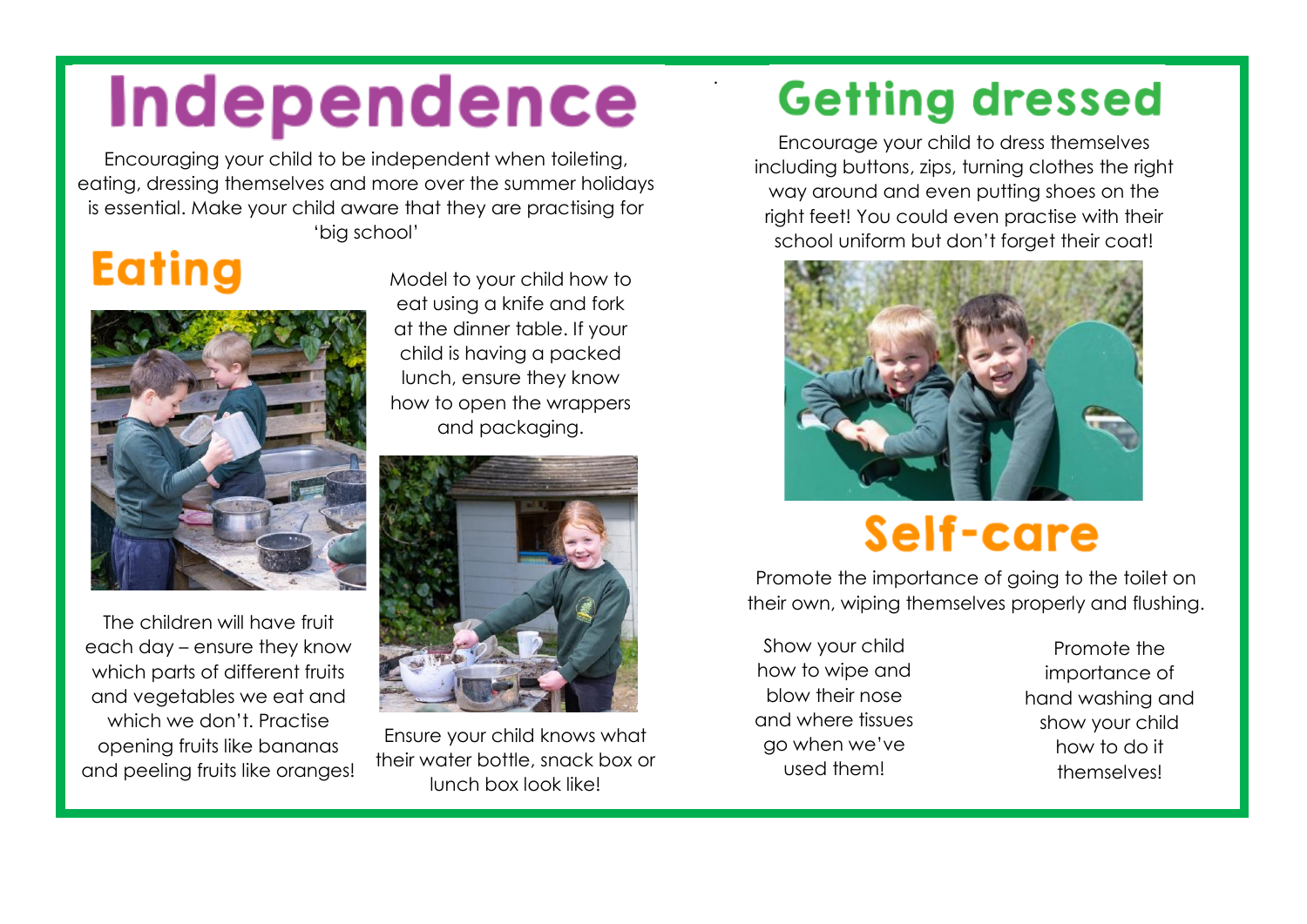# Independence

Encouraging your child to be independent when toileting, eating, dressing themselves and more over the summer holidays is essential. Make your child aware that they are practising for 'big school'

## Eating

Model to your child how to eat using a knife and fork at the dinner table. If your child is having a packed lunch, ensure they know how to open the wrappers and packaging.

The children will have fruit each day – ensure they know which parts of different fruits and vegetables we eat and which we don't. Practise opening fruits like bananas and peeling fruits like oranges!

Ensure your child knows what their water bottle, snack box or lunch box look like!

## Getting dressed

Encourage your child to dress themselves including buttons, zips, turning clothes the right way around and even putting shoes on the right feet! You could even practise with their school uniform but don't forget their coat!

## Self-care

Promote the importance of going to the toilet on their own, wiping themselves properly and flushing.

Show your child how to wipe and blow their nose and where tissues go when we've used them!

Promote the importance of hand washing and show your child how to do it themselves!